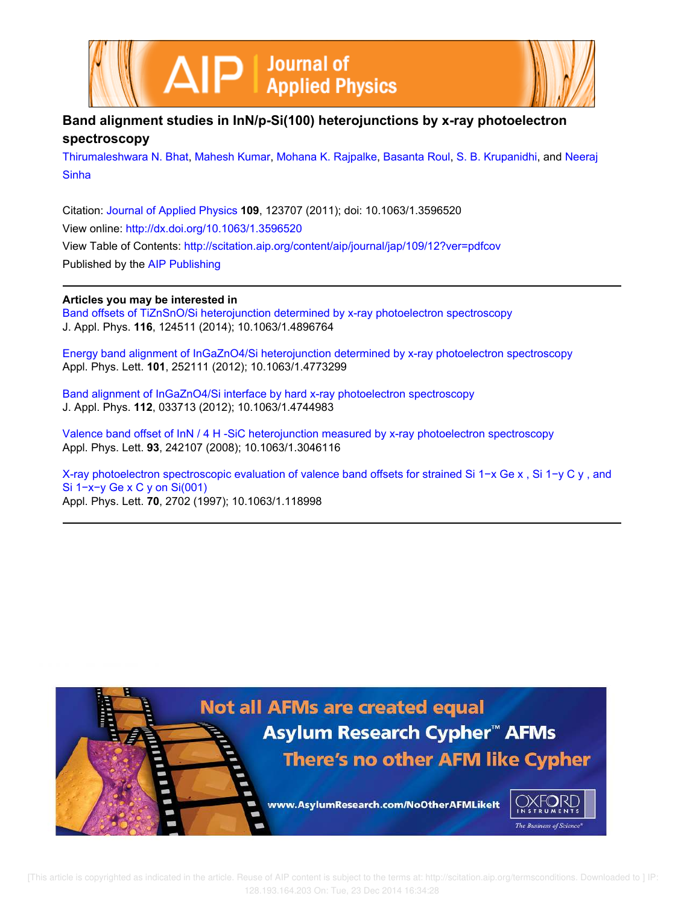# Band alignment studies in InN/p-Si(100) heterojunctions by x-ray photoelectron spectroscopy

Thirumaleshwara N. Bhat, Mahesh Kumar, Mohana K. Rajpalke, Basanta Roul, S. B. Krupanidhi, and Neeraj Sinha

Citation: Journal of Applied Physics **109**, 123707 (2011); doi: 10.1063/1.3596520

View online: http://dx.doi.org/10.1063/1.3596520

View Table of Contents: http://scitation.aip.org/content/aip/journal/jap/109/12?ver=pdfcov

Published by the AIP Publishing

**Articles you may be interested in**

Band offsets of TiZnSnO/Si heterojunction determined by x-ray photoelectron spectroscopy
J. Appl. Phys. **116**, 124511 (2014); 10.1063/1.4896764

Energy band alignment of InGaZnO4/Si heterojunction determined by x-ray photoelectron spectroscopy
Appl. Phys. Lett. **101**, 252111 (2012); 10.1063/1.4773299

Band alignment of InGaZnO4/Si interface by hard x-ray photoelectron spectroscopy
J. Appl. Phys. **112**, 033713 (2012); 10.1063/1.4744983

Valence band offset of InN / 4 H -SiC heterojunction measured by x-ray photoelectron spectroscopy
Appl. Phys. Lett. **93**, 242107 (2008); 10.1063/1.3046116

X-ray photoelectron spectroscopic evaluation of valence band offsets for strained Si 1−x Ge x , Si 1−y C y , and Si 1−x−y Ge x C y on Si(001)
Appl. Phys. Lett. **70**, 2702 (1997); 10.1063/1.118998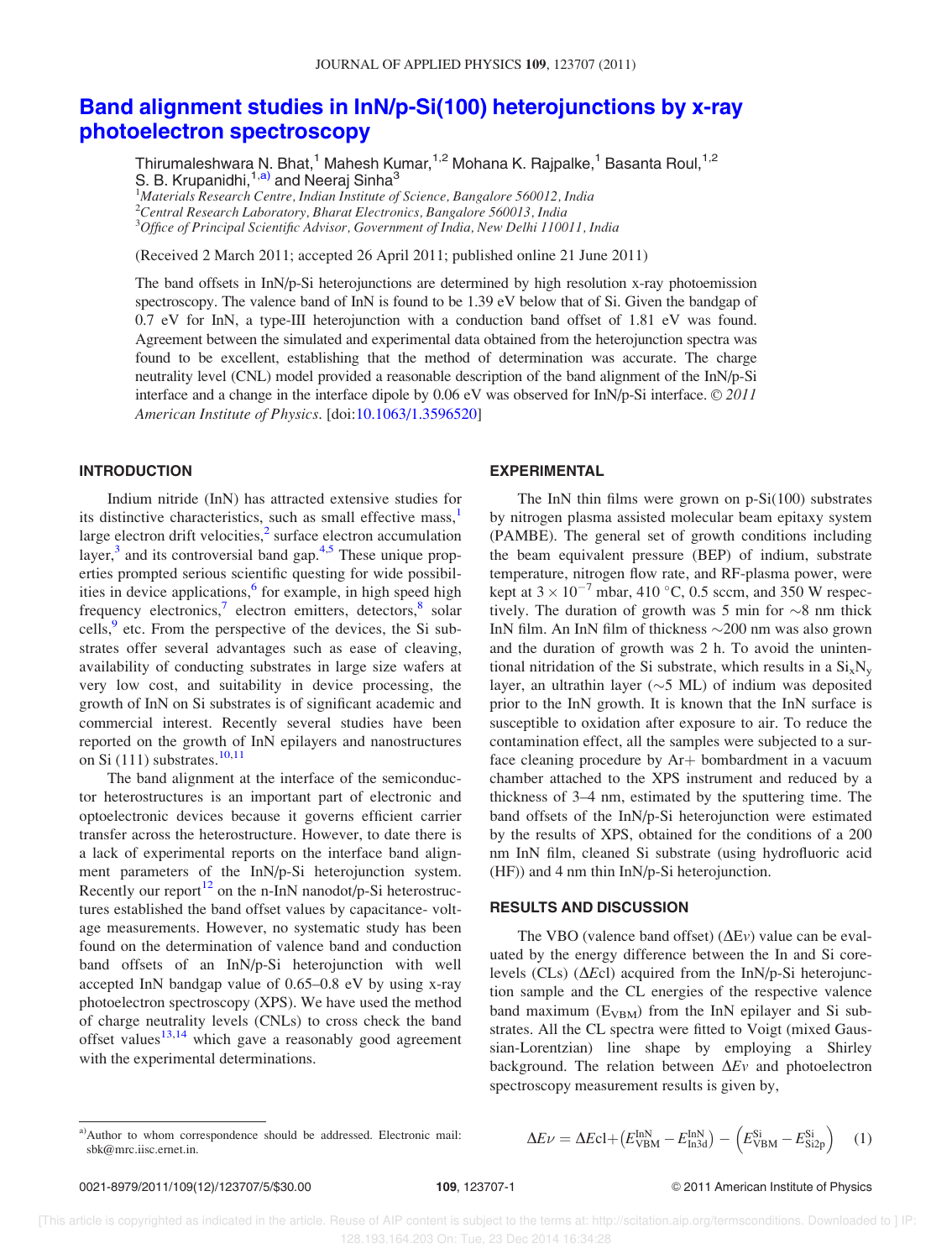# Band alignment studies in InN/p-Si(100) heterojunctions by x-ray photoelectron spectroscopy

Thirumaleshwara N. Bhat,[1] Mahesh Kumar,[1,2] Mohana K. Rajpalke,[1] Basanta Roul,[1,2] S. B. Krupanidhi,[1,a)] and Neeraj Sinha[3]

[1]*Materials Research Centre, Indian Institute of Science, Bangalore 560012, India*
[2]*Central Research Laboratory, Bharat Electronics, Bangalore 560013, India*
[3]*Office of Principal Scientific Advisor, Government of India, New Delhi 110011, India*

(Received 2 March 2011; accepted 26 April 2011; published online 21 June 2011)

The band offsets in InN/p-Si heterojunctions are determined by high resolution x-ray photoemission spectroscopy. The valence band of InN is found to be 1.39 eV below that of Si. Given the bandgap of 0.7 eV for InN, a type-III heterojunction with a conduction band offset of 1.81 eV was found. Agreement between the simulated and experimental data obtained from the heterojunction spectra was found to be excellent, establishing that the method of determination was accurate. The charge neutrality level (CNL) model provided a reasonable description of the band alignment of the InN/p-Si interface and a change in the interface dipole by 0.06 eV was observed for InN/p-Si interface. © *2011 American Institute of Physics*. [doi:10.1063/1.3596520]

## INTRODUCTION

Indium nitride (InN) has attracted extensive studies for its distinctive characteristics, such as small effective mass,[1] large electron drift velocities,[2] surface electron accumulation layer,[3] and its controversial band gap.[4,5] These unique properties prompted serious scientific questing for wide possibilities in device applications,[6] for example, in high speed high frequency electronics,[7] electron emitters, detectors,[8] solar cells,[9] etc. From the perspective of the devices, the Si substrates offer several advantages such as ease of cleaving, availability of conducting substrates in large size wafers at very low cost, and suitability in device processing, the growth of InN on Si substrates is of significant academic and commercial interest. Recently several studies have been reported on the growth of InN epilayers and nanostructures on Si (111) substrates.[10,11]

The band alignment at the interface of the semiconductor heterostructures is an important part of electronic and optoelectronic devices because it governs efficient carrier transfer across the heterostructure. However, to date there is a lack of experimental reports on the interface band alignment parameters of the InN/p-Si heterojunction system. Recently our report[12] on the n-InN nanodot/p-Si heterostructures established the band offset values by capacitance- voltage measurements. However, no systematic study has been found on the determination of valence band and conduction band offsets of an InN/p-Si heterojunction with well accepted InN bandgap value of 0.65–0.8 eV by using x-ray photoelectron spectroscopy (XPS). We have used the method of charge neutrality levels (CNLs) to cross check the band offset values[13,14] which gave a reasonably good agreement with the experimental determinations.

## EXPERIMENTAL

The InN thin films were grown on p-Si(100) substrates by nitrogen plasma assisted molecular beam epitaxy system (PAMBE). The general set of growth conditions including the beam equivalent pressure (BEP) of indium, substrate temperature, nitrogen flow rate, and RF-plasma power, were kept at $3 \times 10^{-7}$ mbar, 410 °C, 0.5 sccm, and 350 W respectively. The duration of growth was 5 min for ~8 nm thick InN film. An InN film of thickness ~200 nm was also grown and the duration of growth was 2 h. To avoid the unintentional nitridation of the Si substrate, which results in a $Si_xN_y$ layer, an ultrathin layer (~5 ML) of indium was deposited prior to the InN growth. It is known that the InN surface is susceptible to oxidation after exposure to air. To reduce the contamination effect, all the samples were subjected to a surface cleaning procedure by Ar+ bombardment in a vacuum chamber attached to the XPS instrument and reduced by a thickness of 3–4 nm, estimated by the sputtering time. The band offsets of the InN/p-Si heterojunction were estimated by the results of XPS, obtained for the conditions of a 200 nm InN film, cleaned Si substrate (using hydrofluoric acid (HF)) and 4 nm thin InN/p-Si heterojunction.

## RESULTS AND DISCUSSION

The VBO (valence band offset) ($\Delta Ev$) value can be evaluated by the energy difference between the In and Si core-levels (CLs) ($\Delta E$cl) acquired from the InN/p-Si heterojunction sample and the CL energies of the respective valence band maximum ($E_{VBM}$) from the InN epilayer and Si substrates. All the CL spectra were fitted to Voigt (mixed Gaussian-Lorentzian) line shape by employing a Shirley background. The relation between $\Delta Ev$ and photoelectron spectroscopy measurement results is given by,

$$\Delta E\nu = \Delta E\text{cl} + \left(E_{\text{VBM}}^{\text{InN}} - E_{\text{In3d}}^{\text{InN}}\right) - \left(E_{\text{VBM}}^{\text{Si}} - E_{\text{Si2p}}^{\text{Si}}\right) \quad (1)$$

a)Author to whom correspondence should be addressed. Electronic mail: sbk@mrc.iisc.ernet.in.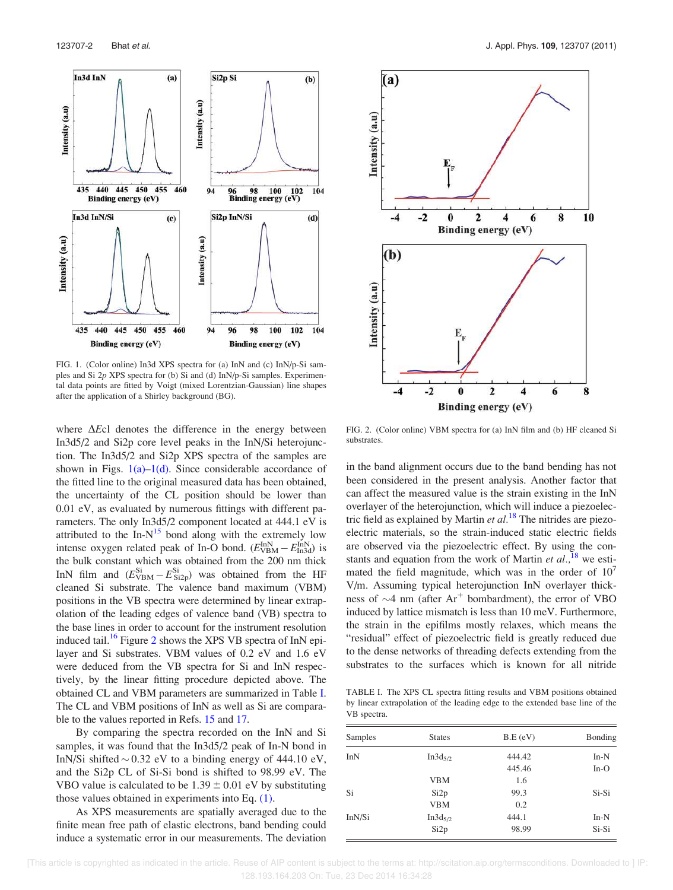FIG. 1. (Color online) In3d XPS spectra for (a) InN and (c) InN/p-Si samples and Si 2$p$ XPS spectra for (b) Si and (d) InN/p-Si samples. Experimental data points are fitted by Voigt (mixed Lorentzian-Gaussian) line shapes after the application of a Shirley background (BG).

where $\Delta E$cl denotes the difference in the energy between In3d5/2 and Si2p core level peaks in the InN/Si heterojunction. The In3d5/2 and Si2p XPS spectra of the samples are shown in Figs. 1(a)–1(d). Since considerable accordance of the fitted line to the original measured data has been obtained, the uncertainty of the CL position should be lower than 0.01 eV, as evaluated by numerous fittings with different parameters. The only In3d5/2 component located at 444.1 eV is attributed to the In-N[15] bond along with the extremely low intense oxygen related peak of In-O bond. ($E_{\rm VBM}^{\rm InN} - E_{\rm In3d}^{\rm InN}$) is the bulk constant which was obtained from the 200 nm thick InN film and ($E_{\rm VBM}^{\rm Si} - E_{\rm Si2p}^{\rm Si}$) was obtained from the HF cleaned Si substrate. The valence band maximum (VBM) positions in the VB spectra were determined by linear extrapolation of the leading edges of valence band (VB) spectra to the base lines in order to account for the instrument resolution induced tail.[16] Figure 2 shows the XPS VB spectra of InN epilayer and Si substrates. VBM values of 0.2 eV and 1.6 eV were deduced from the VBM spectra for Si and InN respectively, by the linear fitting procedure depicted above. The obtained CL and VBM parameters are summarized in Table I. The CL and VBM positions of InN as well as Si are comparable to the values reported in Refs. 15 and 17.

By comparing the spectra recorded on the InN and Si samples, it was found that the In3d5/2 peak of In-N bond in InN/Si shifted ~0.32 eV to a binding energy of 444.10 eV, and the Si2p CL of Si-Si bond is shifted to 98.99 eV. The VBO value is calculated to be 1.39 ± 0.01 eV by substituting those values obtained in experiments into Eq. (1).

As XPS measurements are spatially averaged due to the finite mean free path of elastic electrons, band bending could induce a systematic error in our measurements. The deviation in the band alignment occurs due to the band bending has not been considered in the present analysis. Another factor that can affect the measured value is the strain existing in the InN overlayer of the heterojunction, which will induce a piezoelectric field as explained by Martin *et al.*[18] The nitrides are piezoelectric materials, so the strain-induced static electric fields are observed via the piezoelectric effect. By using the constants and equation from the work of Martin *et al.*,[18] we estimated the field magnitude, which was in the order of $10^7$ V/m. Assuming typical heterojunction InN overlayer thickness of ~4 nm (after $Ar^+$ bombardment), the error of VBO induced by lattice mismatch is less than 10 meV. Furthermore, the strain in the epifilms mostly relaxes, which means the "residual" effect of piezoelectric field is greatly reduced due to the dense networks of threading defects extending from the substrates to the surfaces which is known for all nitride

FIG. 2. (Color online) VBM spectra for (a) InN film and (b) HF cleaned Si substrates.

TABLE I. The XPS CL spectra fitting results and VBM positions obtained by linear extrapolation of the leading edge to the extended base line of the VB spectra.

| Samples | States | B.E (eV) | Bonding |
|---|---|---|---|
| InN | $In3d_{5/2}$ | 444.42 | In-N |
| | | 445.46 | In-O |
| | VBM | 1.6 | |
| Si | Si2p | 99.3 | Si-Si |
| | VBM | 0.2 | |
| InN/Si | $In3d_{5/2}$ | 444.1 | In-N |
| | Si2p | 98.99 | Si-Si |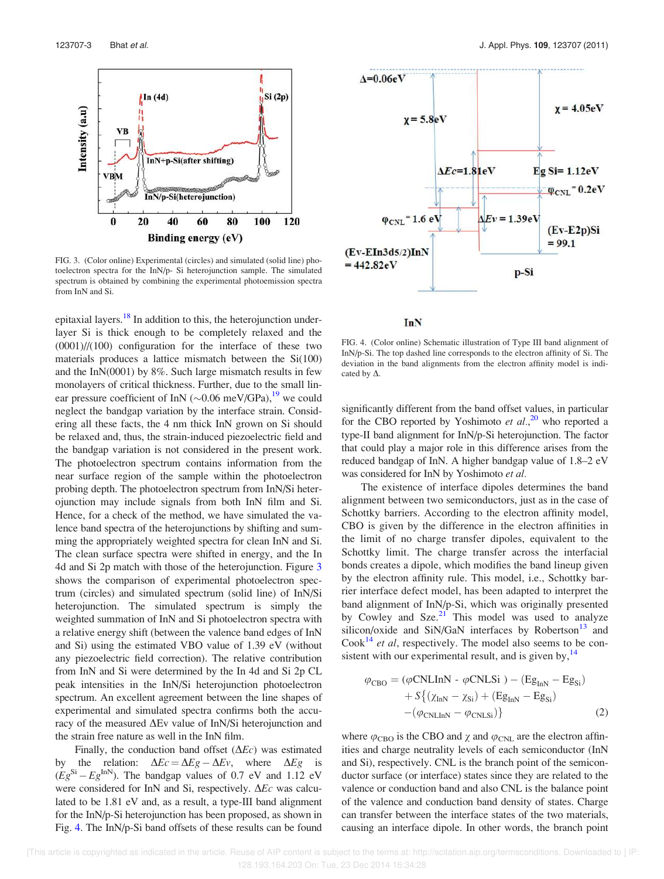FIG. 3. (Color online) Experimental (circles) and simulated (solid line) photoelectron spectra for the InN/p- Si heterojunction sample. The simulated spectrum is obtained by combining the experimental photoemission spectra from InN and Si.

epitaxial layers.[18] In addition to this, the heterojunction underlayer Si is thick enough to be completely relaxed and the (0001)//(100) configuration for the interface of these two materials produces a lattice mismatch between the Si(100) and the InN(0001) by 8%. Such large mismatch results in few monolayers of critical thickness. Further, due to the small linear pressure coefficient of InN (~0.06 meV/GPa),[19] we could neglect the bandgap variation by the interface strain. Considering all these facts, the 4 nm thick InN grown on Si should be relaxed and, thus, the strain-induced piezoelectric field and the bandgap variation is not considered in the present work. The photoelectron spectrum contains information from the near surface region of the sample within the photoelectron probing depth. The photoelectron spectrum from InN/Si heterojunction may include signals from both InN film and Si. Hence, for a check of the method, we have simulated the valence band spectra of the heterojunctions by shifting and summing the appropriately weighted spectra for clean InN and Si. The clean surface spectra were shifted in energy, and the In 4d and Si 2p match with those of the heterojunction. Figure 3 shows the comparison of experimental photoelectron spectrum (circles) and simulated spectrum (solid line) of InN/Si heterojunction. The simulated spectrum is simply the weighted summation of InN and Si photoelectron spectra with a relative energy shift (between the valence band edges of InN and Si) using the estimated VBO value of 1.39 eV (without any piezoelectric field correction). The relative contribution from InN and Si were determined by the In 4d and Si 2p CL peak intensities in the InN/Si heterojunction photoelectron spectrum. An excellent agreement between the line shapes of experimental and simulated spectra confirms both the accuracy of the measured ΔEv value of InN/Si heterojunction and the strain free nature as well in the InN film.

Finally, the conduction band offset ($\Delta Ec$) was estimated by the relation: $\Delta Ec = \Delta Eg - \Delta Ev$, where $\Delta Eg$ is ($Eg^{Si} - Eg^{InN}$). The bandgap values of 0.7 eV and 1.12 eV were considered for InN and Si, respectively. $\Delta Ec$ was calculated to be 1.81 eV and, as a result, a type-III band alignment for the InN/p-Si heterojunction has been proposed, as shown in Fig. 4. The InN/p-Si band offsets of these results can be found

FIG. 4. (Color online) Schematic illustration of Type III band alignment of InN/p-Si. The top dashed line corresponds to the electron affinity of Si. The deviation in the band alignments from the electron affinity model is indicated by Δ.

significantly different from the band offset values, in particular for the CBO reported by Yoshimoto *et al.*,[20] who reported a type-II band alignment for InN/p-Si heterojunction. The factor that could play a major role in this difference arises from the reduced bandgap of InN. A higher bandgap value of 1.8–2 eV was considered for InN by Yoshimoto *et al.*

The existence of interface dipoles determines the band alignment between two semiconductors, just as in the case of Schottky barriers. According to the electron affinity model, CBO is given by the difference in the electron affinities in the limit of no charge transfer dipoles, equivalent to the Schottky limit. The charge transfer across the interfacial bonds creates a dipole, which modifies the band lineup given by the electron affinity rule. This model, i.e., Schottky barrier interface defect model, has been adapted to interpret the band alignment of InN/p-Si, which was originally presented by Cowley and Sze.[21] This model was used to analyze silicon/oxide and SiN/GaN interfaces by Robertson[13] and Cook[14] *et al*, respectively. The model also seems to be consistent with our experimental result, and is given by,[14]

$$\varphi_{\rm CBO} = (\varphi{\rm CNLInN} - \varphi{\rm CNLSi}) - ({\rm Eg_{InN}} - {\rm Eg_{Si}}) + S\{(\chi_{\rm InN} - \chi_{\rm Si}) + ({\rm Eg_{InN}} - {\rm Eg_{Si}}) - (\varphi_{\rm CNLInN} - \varphi_{\rm CNLSi})\} \quad (2)$$

where $\varphi_{\rm CBO}$ is the CBO and $\chi$ and $\varphi_{\rm CNL}$ are the electron affinities and charge neutrality levels of each semiconductor (InN and Si), respectively. CNL is the branch point of the semiconductor surface (or interface) states since they are related to the valence or conduction band and also CNL is the balance point of the valence and conduction band density of states. Charge can transfer between the interface states of the two materials, causing an interface dipole. In other words, the branch point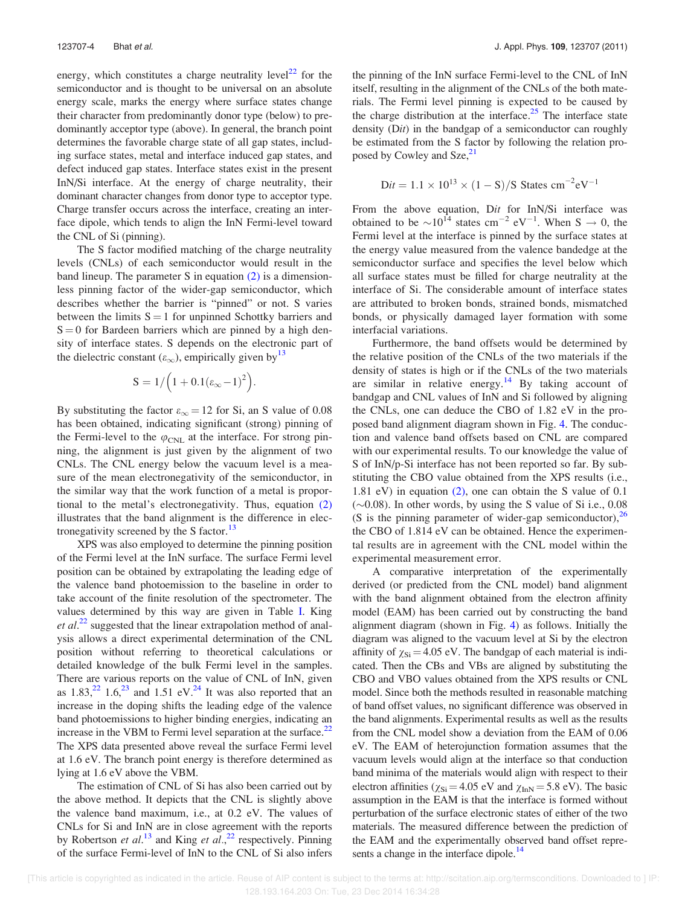energy, which constitutes a charge neutrality level[22] for the semiconductor and is thought to be universal on an absolute energy scale, marks the energy where surface states change their character from predominantly donor type (below) to predominantly acceptor type (above). In general, the branch point determines the favorable charge state of all gap states, including surface states, metal and interface induced gap states, and defect induced gap states. Interface states exist in the present InN/Si interface. At the energy of charge neutrality, their dominant character changes from donor type to acceptor type. Charge transfer occurs across the interface, creating an interface dipole, which tends to align the InN Fermi-level toward the CNL of Si (pinning).

The S factor modified matching of the charge neutrality levels (CNLs) of each semiconductor would result in the band lineup. The parameter S in equation (2) is a dimensionless pinning factor of the wider-gap semiconductor, which describes whether the barrier is "pinned" or not. S varies between the limits S = 1 for unpinned Schottky barriers and S = 0 for Bardeen barriers which are pinned by a high density of interface states. S depends on the electronic part of the dielectric constant ($\varepsilon_\infty$), empirically given by[13]

$$S = 1/\left(1 + 0.1(\varepsilon_\infty - 1)^2\right).$$

By substituting the factor $\varepsilon_\infty = 12$ for Si, an S value of 0.08 has been obtained, indicating significant (strong) pinning of the Fermi-level to the $\varphi_{CNL}$ at the interface. For strong pinning, the alignment is just given by the alignment of two CNLs. The CNL energy below the vacuum level is a measure of the mean electronegativity of the semiconductor, in the similar way that the work function of a metal is proportional to the metal's electronegativity. Thus, equation (2) illustrates that the band alignment is the difference in electronegativity screened by the S factor.[13]

XPS was also employed to determine the pinning position of the Fermi level at the InN surface. The surface Fermi level position can be obtained by extrapolating the leading edge of the valence band photoemission to the baseline in order to take account of the finite resolution of the spectrometer. The values determined by this way are given in Table I. King *et al.*[22] suggested that the linear extrapolation method of analysis allows a direct experimental determination of the CNL position without referring to theoretical calculations or detailed knowledge of the bulk Fermi level in the samples. There are various reports on the value of CNL of InN, given as 1.83,[22] 1.6,[23] and 1.51 eV.[24] It was also reported that an increase in the doping shifts the leading edge of the valence band photoemissions to higher binding energies, indicating an increase in the VBM to Fermi level separation at the surface.[22] The XPS data presented above reveal the surface Fermi level at 1.6 eV. The branch point energy is therefore determined as lying at 1.6 eV above the VBM.

The estimation of CNL of Si has also been carried out by the above method. It depicts that the CNL is slightly above the valence band maximum, i.e., at 0.2 eV. The values of CNLs for Si and InN are in close agreement with the reports by Robertson *et al.*[13] and King *et al.*,[22] respectively. Pinning of the surface Fermi-level of InN to the CNL of Si also infers the pinning of the InN surface Fermi-level to the CNL of InN itself, resulting in the alignment of the CNLs of the both materials. The Fermi level pinning is expected to be caused by the charge distribution at the interface.[25] The interface state density (D*it*) in the bandgap of a semiconductor can roughly be estimated from the S factor by following the relation proposed by Cowley and Sze,[21]

$$Dit = 1.1 \times 10^{13} \times (1 - S)/S \text{ States cm}^{-2}\text{eV}^{-1}$$

From the above equation, D*it* for InN/Si interface was obtained to be $\sim 10^{14}$ states cm$^{-2}$ eV$^{-1}$. When $S \rightarrow 0$, the Fermi level at the interface is pinned by the surface states at the energy value measured from the valence bandedge at the semiconductor surface and specifies the level below which all surface states must be filled for charge neutrality at the interface of Si. The considerable amount of interface states are attributed to broken bonds, strained bonds, mismatched bonds, or physically damaged layer formation with some interfacial variations.

Furthermore, the band offsets would be determined by the relative position of the CNLs of the two materials if the density of states is high or if the CNLs of the two materials are similar in relative energy.[14] By taking account of bandgap and CNL values of InN and Si followed by aligning the CNLs, one can deduce the CBO of 1.82 eV in the proposed band alignment diagram shown in Fig. 4. The conduction and valence band offsets based on CNL are compared with our experimental results. To our knowledge the value of S of InN/p-Si interface has not been reported so far. By substituting the CBO value obtained from the XPS results (i.e., 1.81 eV) in equation (2), one can obtain the S value of 0.1 (~0.08). In other words, by using the S value of Si i.e., 0.08 (S is the pinning parameter of wider-gap semiconductor),[26] the CBO of 1.814 eV can be obtained. Hence the experimental results are in agreement with the CNL model within the experimental measurement error.

A comparative interpretation of the experimentally derived (or predicted from the CNL model) band alignment with the band alignment obtained from the electron affinity model (EAM) has been carried out by constructing the band alignment diagram (shown in Fig. 4) as follows. Initially the diagram was aligned to the vacuum level at Si by the electron affinity of $\chi_{Si} = 4.05$ eV. The bandgap of each material is indicated. Then the CBs and VBs are aligned by substituting the CBO and VBO values obtained from the XPS results or CNL model. Since both the methods resulted in reasonable matching of band offset values, no significant difference was observed in the band alignments. Experimental results as well as the results from the CNL model show a deviation from the EAM of 0.06 eV. The EAM of heterojunction formation assumes that the vacuum levels would align at the interface so that conduction band minima of the materials would align with respect to their electron affinities ($\chi_{Si} = 4.05$ eV and $\chi_{InN} = 5.8$ eV). The basic assumption in the EAM is that the interface is formed without perturbation of the surface electronic states of either of the two materials. The measured difference between the prediction of the EAM and the experimentally observed band offset represents a change in the interface dipole.[14]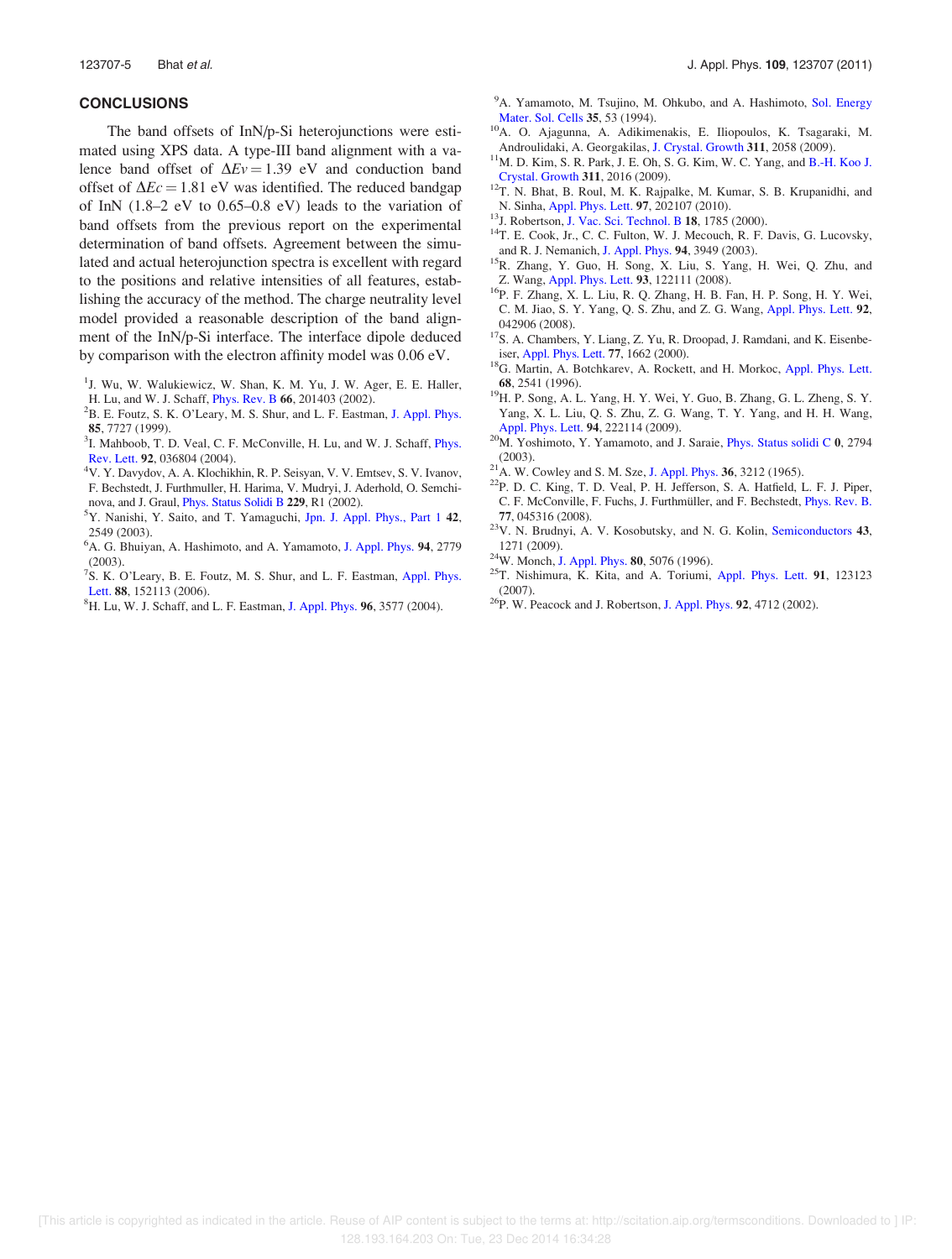## CONCLUSIONS

The band offsets of InN/p-Si heterojunctions were estimated using XPS data. A type-III band alignment with a valence band offset of $\Delta Ev = 1.39$ eV and conduction band offset of $\Delta Ec = 1.81$ eV was identified. The reduced bandgap of InN (1.8–2 eV to 0.65–0.8 eV) leads to the variation of band offsets from the previous report on the experimental determination of band offsets. Agreement between the simulated and actual heterojunction spectra is excellent with regard to the positions and relative intensities of all features, establishing the accuracy of the method. The charge neutrality level model provided a reasonable description of the band alignment of the InN/p-Si interface. The interface dipole deduced by comparison with the electron affinity model was 0.06 eV.

[1] J. Wu, W. Walukiewicz, W. Shan, K. M. Yu, J. W. Ager, E. E. Haller, H. Lu, and W. J. Schaff, Phys. Rev. B **66**, 201403 (2002).

[2] B. E. Foutz, S. K. O'Leary, M. S. Shur, and L. F. Eastman, J. Appl. Phys. **85**, 7727 (1999).

[3] I. Mahboob, T. D. Veal, C. F. McConville, H. Lu, and W. J. Schaff, Phys. Rev. Lett. **92**, 036804 (2004).

[4] V. Y. Davydov, A. A. Klochikhin, R. P. Seisyan, V. V. Emtsev, S. V. Ivanov, F. Bechstedt, J. Furthmuller, H. Harima, V. Mudryi, J. Aderhold, O. Semchinova, and J. Graul, Phys. Status Solidi B **229**, R1 (2002).

[5] Y. Nanishi, Y. Saito, and T. Yamaguchi, Jpn. J. Appl. Phys., Part 1 **42**, 2549 (2003).

[6] A. G. Bhuiyan, A. Hashimoto, and A. Yamamoto, J. Appl. Phys. **94**, 2779 (2003).

[7] S. K. O'Leary, B. E. Foutz, M. S. Shur, and L. F. Eastman, Appl. Phys. Lett. **88**, 152113 (2006).

[8] H. Lu, W. J. Schaff, and L. F. Eastman, J. Appl. Phys. **96**, 3577 (2004).

[9] A. Yamamoto, M. Tsujino, M. Ohkubo, and A. Hashimoto, Sol. Energy Mater. Sol. Cells **35**, 53 (1994).

[10] A. O. Ajagunna, A. Adikimenakis, E. Iliopoulos, K. Tsagaraki, M. Androulidaki, A. Georgakilas, J. Crystal. Growth **311**, 2058 (2009).

[11] M. D. Kim, S. R. Park, J. E. Oh, S. G. Kim, W. C. Yang, and B.-H. Koo J. Crystal. Growth **311**, 2016 (2009).

[12] T. N. Bhat, B. Roul, M. K. Rajpalke, M. Kumar, S. B. Krupanidhi, and N. Sinha, Appl. Phys. Lett. **97**, 202107 (2010).

[13] J. Robertson, J. Vac. Sci. Technol. B **18**, 1785 (2000).

[14] T. E. Cook, Jr., C. C. Fulton, W. J. Mecouch, R. F. Davis, G. Lucovsky, and R. J. Nemanich, J. Appl. Phys. **94**, 3949 (2003).

[15] R. Zhang, Y. Guo, H. Song, X. Liu, S. Yang, H. Wei, Q. Zhu, and Z. Wang, Appl. Phys. Lett. **93**, 122111 (2008).

[16] P. F. Zhang, X. L. Liu, R. Q. Zhang, H. B. Fan, H. P. Song, H. Y. Wei, C. M. Jiao, S. Y. Yang, Q. S. Zhu, and Z. G. Wang, Appl. Phys. Lett. **92**, 042906 (2008).

[17] S. A. Chambers, Y. Liang, Z. Yu, R. Droopad, J. Ramdani, and K. Eisenbeiser, Appl. Phys. Lett. **77**, 1662 (2000).

[18] G. Martin, A. Botchkarev, A. Rockett, and H. Morkoc, Appl. Phys. Lett. **68**, 2541 (1996).

[19] H. P. Song, A. L. Yang, H. Y. Wei, Y. Guo, B. Zhang, G. L. Zheng, S. Y. Yang, X. L. Liu, Q. S. Zhu, Z. G. Wang, T. Y. Yang, and H. H. Wang, Appl. Phys. Lett. **94**, 222114 (2009).

[20] M. Yoshimoto, Y. Yamamoto, and J. Saraie, Phys. Status solidi C **0**, 2794 (2003).

[21] A. W. Cowley and S. M. Sze, J. Appl. Phys. **36**, 3212 (1965).

[22] P. D. C. King, T. D. Veal, P. H. Jefferson, S. A. Hatfield, L. F. J. Piper, C. F. McConville, F. Fuchs, J. Furthmüller, and F. Bechstedt, Phys. Rev. B. **77**, 045316 (2008).

[23] V. N. Brudnyi, A. V. Kosobutsky, and N. G. Kolin, Semiconductors **43**, 1271 (2009).

[24] W. Monch, J. Appl. Phys. **80**, 5076 (1996).

[25] T. Nishimura, K. Kita, and A. Toriumi, Appl. Phys. Lett. **91**, 123123 (2007).

[26] P. W. Peacock and J. Robertson, J. Appl. Phys. **92**, 4712 (2002).